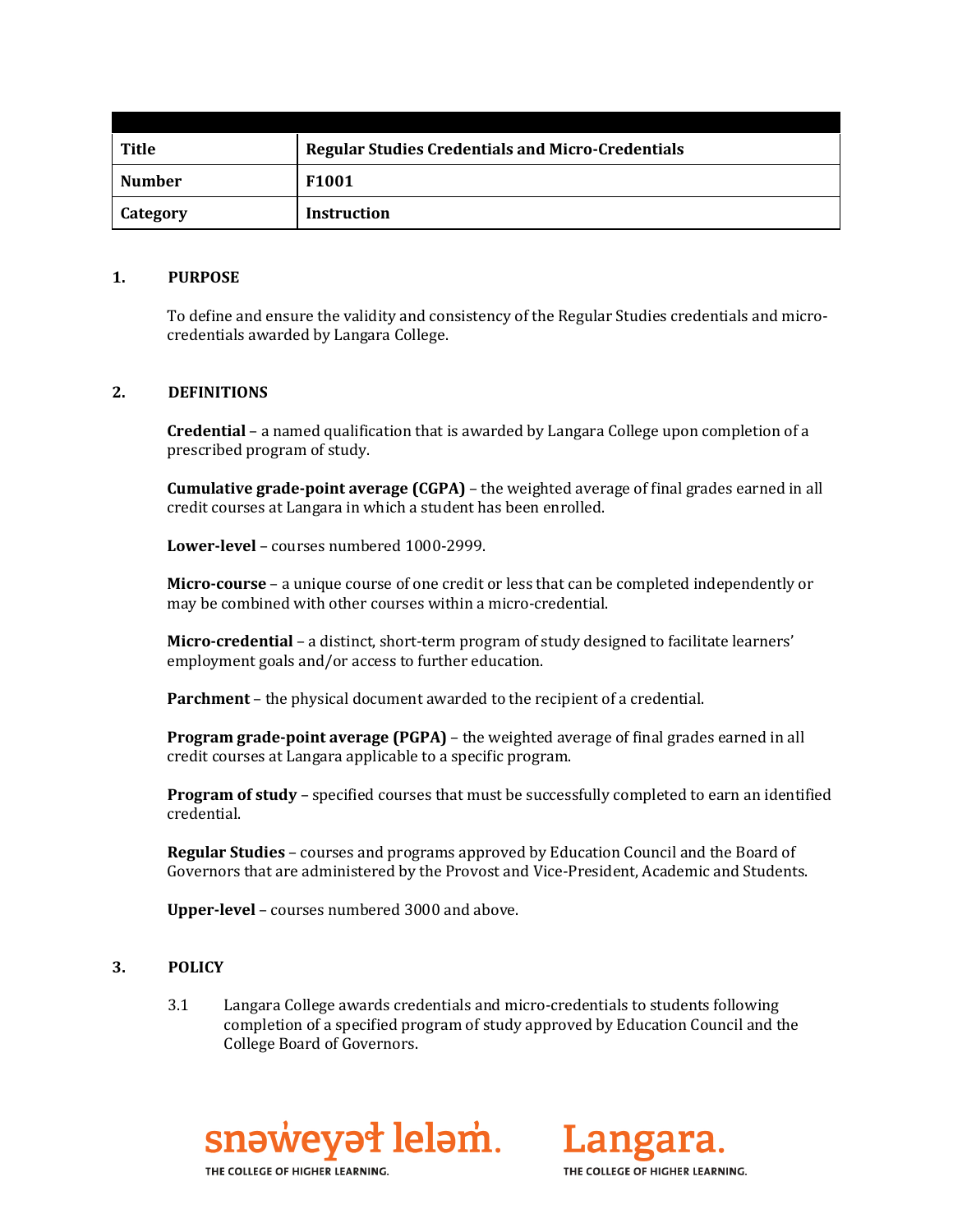| Title | Regular Studies Credentials and Micro-Credentials |
|---|---|
| Number | F1001 |
| Category | Instruction |

## 1. PURPOSE

To define and ensure the validity and consistency of the Regular Studies credentials and micro-credentials awarded by Langara College.

## 2. DEFINITIONS

**Credential** – a named qualification that is awarded by Langara College upon completion of a prescribed program of study.

**Cumulative grade-point average (CGPA)** – the weighted average of final grades earned in all credit courses at Langara in which a student has been enrolled.

**Lower-level** – courses numbered 1000-2999.

**Micro-course** – a unique course of one credit or less that can be completed independently or may be combined with other courses within a micro-credential.

**Micro-credential** – a distinct, short-term program of study designed to facilitate learners' employment goals and/or access to further education.

**Parchment** – the physical document awarded to the recipient of a credential.

**Program grade-point average (PGPA)** – the weighted average of final grades earned in all credit courses at Langara applicable to a specific program.

**Program of study** – specified courses that must be successfully completed to earn an identified credential.

**Regular Studies** – courses and programs approved by Education Council and the Board of Governors that are administered by the Provost and Vice-President, Academic and Students.

**Upper-level** – courses numbered 3000 and above.

## 3. POLICY

3.1 Langara College awards credentials and micro-credentials to students following completion of a specified program of study approved by Education Council and the College Board of Governors.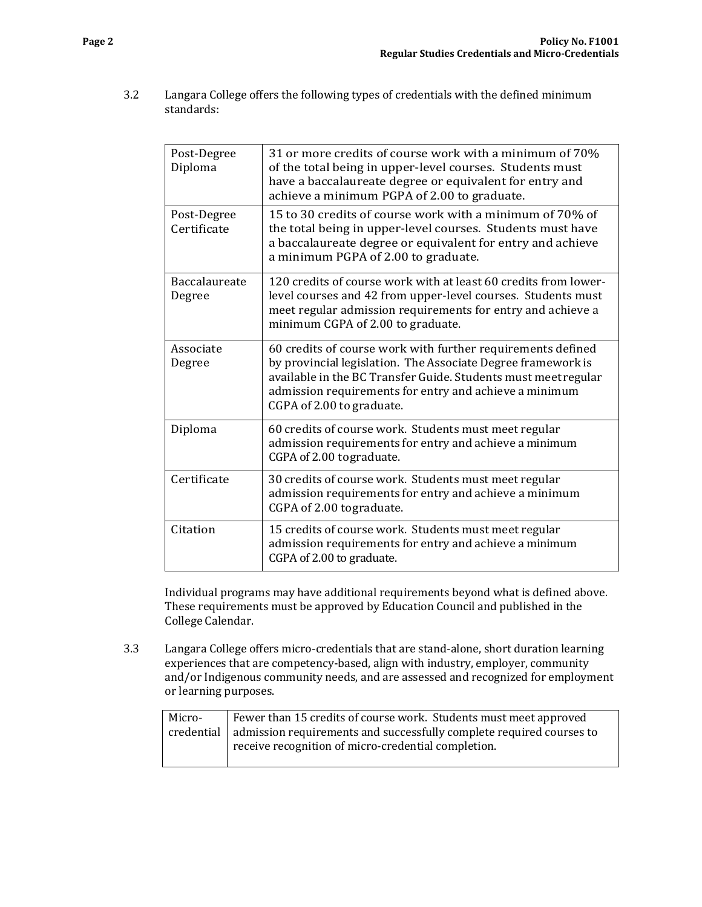3.2 Langara College offers the following types of credentials with the defined minimum standards:

| Credential | Standards |
|---|---|
| Post-Degree Diploma | 31 or more credits of course work with a minimum of 70% of the total being in upper-level courses. Students must have a baccalaureate degree or equivalent for entry and achieve a minimum PGPA of 2.00 to graduate. |
| Post-Degree Certificate | 15 to 30 credits of course work with a minimum of 70% of the total being in upper-level courses. Students must have a baccalaureate degree or equivalent for entry and achieve a minimum PGPA of 2.00 to graduate. |
| Baccalaureate Degree | 120 credits of course work with at least 60 credits from lower-level courses and 42 from upper-level courses. Students must meet regular admission requirements for entry and achieve a minimum CGPA of 2.00 to graduate. |
| Associate Degree | 60 credits of course work with further requirements defined by provincial legislation. The Associate Degree framework is available in the BC Transfer Guide. Students must meet regular admission requirements for entry and achieve a minimum CGPA of 2.00 to graduate. |
| Diploma | 60 credits of course work. Students must meet regular admission requirements for entry and achieve a minimum CGPA of 2.00 tograduate. |
| Certificate | 30 credits of course work. Students must meet regular admission requirements for entry and achieve a minimum CGPA of 2.00 tograduate. |
| Citation | 15 credits of course work. Students must meet regular admission requirements for entry and achieve a minimum CGPA of 2.00 to graduate. |

Individual programs may have additional requirements beyond what is defined above. These requirements must be approved by Education Council and published in the College Calendar.

3.3 Langara College offers micro-credentials that are stand-alone, short duration learning experiences that are competency-based, align with industry, employer, community and/or Indigenous community needs, and are assessed and recognized for employment or learning purposes.

| Credential | Standards |
|---|---|
| Micro-credential | Fewer than 15 credits of course work. Students must meet approved admission requirements and successfully complete required courses to receive recognition of micro-credential completion. |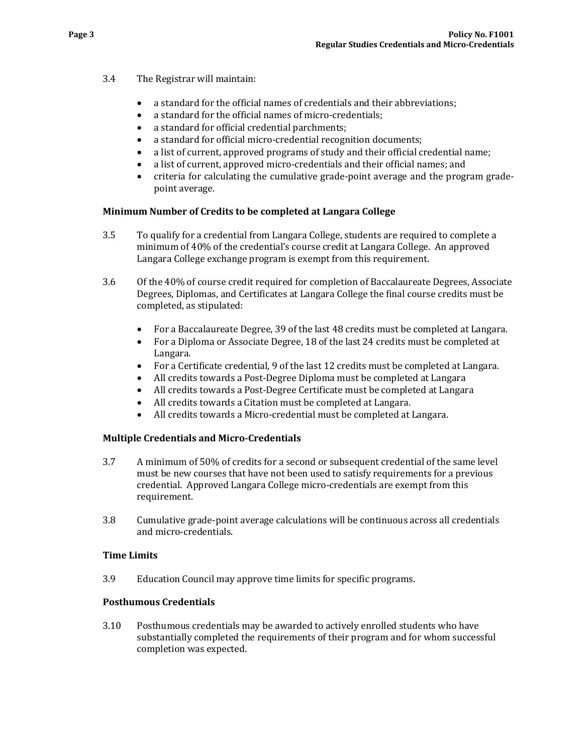3.4 The Registrar will maintain:

- a standard for the official names of credentials and their abbreviations;
- a standard for the official names of micro-credentials;
- a standard for official credential parchments;
- a standard for official micro-credential recognition documents;
- a list of current, approved programs of study and their official credential name;
- a list of current, approved micro-credentials and their official names; and
- criteria for calculating the cumulative grade-point average and the program grade-point average.

### Minimum Number of Credits to be completed at Langara College

3.5 To qualify for a credential from Langara College, students are required to complete a minimum of 40% of the credential's course credit at Langara College. An approved Langara College exchange program is exempt from this requirement.

3.6 Of the 40% of course credit required for completion of Baccalaureate Degrees, Associate Degrees, Diplomas, and Certificates at Langara College the final course credits must be completed, as stipulated:

- For a Baccalaureate Degree, 39 of the last 48 credits must be completed at Langara.
- For a Diploma or Associate Degree, 18 of the last 24 credits must be completed at Langara.
- For a Certificate credential, 9 of the last 12 credits must be completed at Langara.
- All credits towards a Post-Degree Diploma must be completed at Langara
- All credits towards a Post-Degree Certificate must be completed at Langara
- All credits towards a Citation must be completed at Langara.
- All credits towards a Micro-credential must be completed at Langara.

### Multiple Credentials and Micro-Credentials

3.7 A minimum of 50% of credits for a second or subsequent credential of the same level must be new courses that have not been used to satisfy requirements for a previous credential. Approved Langara College micro-credentials are exempt from this requirement.

3.8 Cumulative grade-point average calculations will be continuous across all credentials and micro-credentials.

### Time Limits

3.9 Education Council may approve time limits for specific programs.

### Posthumous Credentials

3.10 Posthumous credentials may be awarded to actively enrolled students who have substantially completed the requirements of their program and for whom successful completion was expected.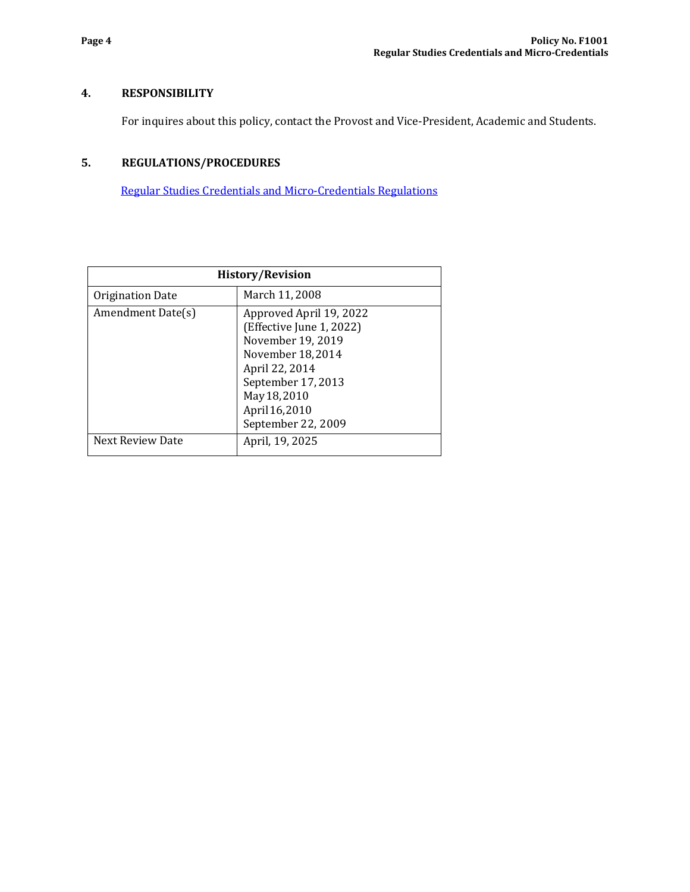## 4. RESPONSIBILITY

For inquires about this policy, contact the Provost and Vice-President, Academic and Students.

## 5. REGULATIONS/PROCEDURES

[Regular Studies Credentials and Micro-Credentials Regulations]

| History/Revision | |
|---|---|
| Origination Date | March 11, 2008 |
| Amendment Date(s) | Approved April 19, 2022<br>(Effective June 1, 2022)<br>November 19, 2019<br>November 18, 2014<br>April 22, 2014<br>September 17, 2013<br>May 18, 2010<br>April 16, 2010<br>September 22, 2009 |
| Next Review Date | April, 19, 2025 |